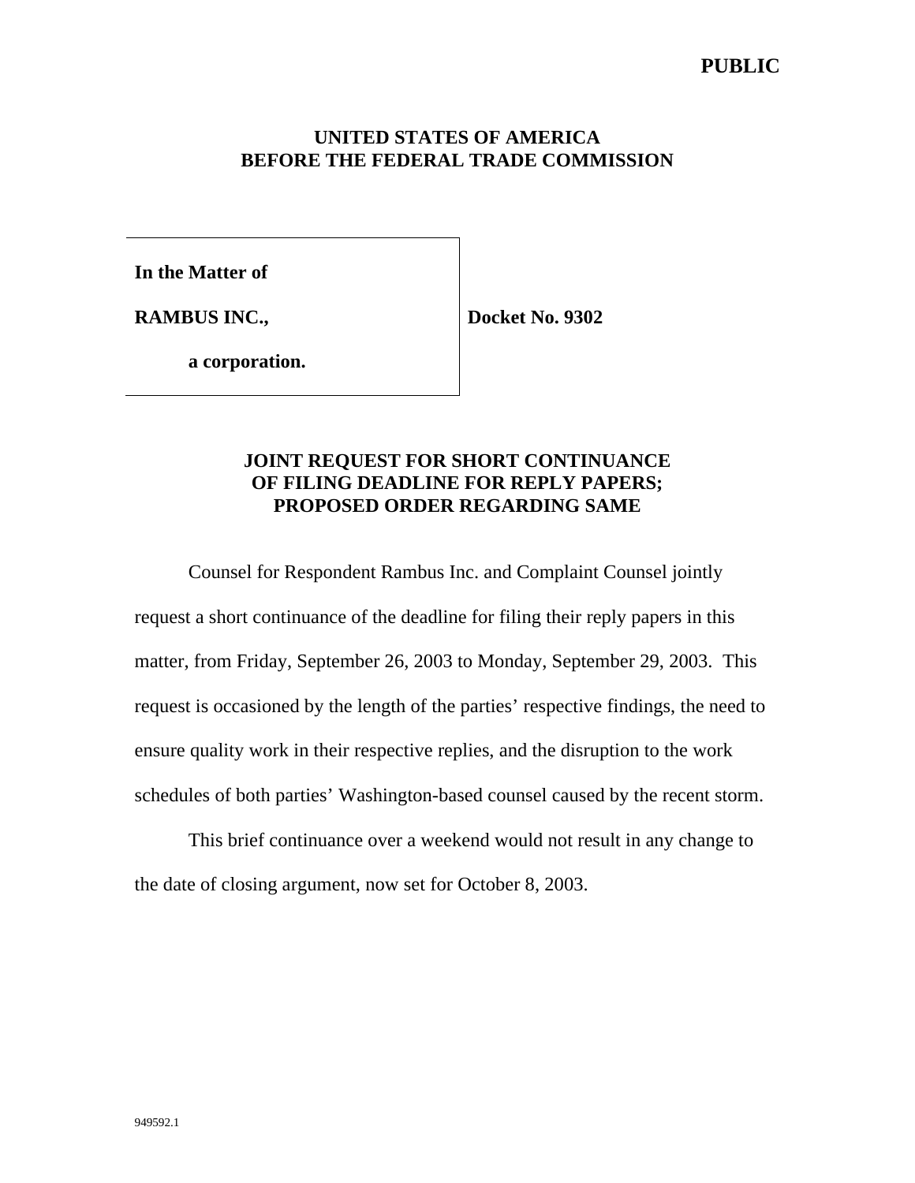**PUBLIC**

**UNITED STATES OF AMERICA**
**BEFORE THE FEDERAL TRADE COMMISSION**

| | |
|---|---|
| **In the Matter of**<br><br>**RAMBUS INC.,**<br><br>**a corporation.** | **Docket No. 9302** |

**JOINT REQUEST FOR SHORT CONTINUANCE**
**OF FILING DEADLINE FOR REPLY PAPERS;**
**PROPOSED ORDER REGARDING SAME**

Counsel for Respondent Rambus Inc. and Complaint Counsel jointly request a short continuance of the deadline for filing their reply papers in this matter, from Friday, September 26, 2003 to Monday, September 29, 2003. This request is occasioned by the length of the parties' respective findings, the need to ensure quality work in their respective replies, and the disruption to the work schedules of both parties' Washington-based counsel caused by the recent storm.

This brief continuance over a weekend would not result in any change to the date of closing argument, now set for October 8, 2003.

949592.1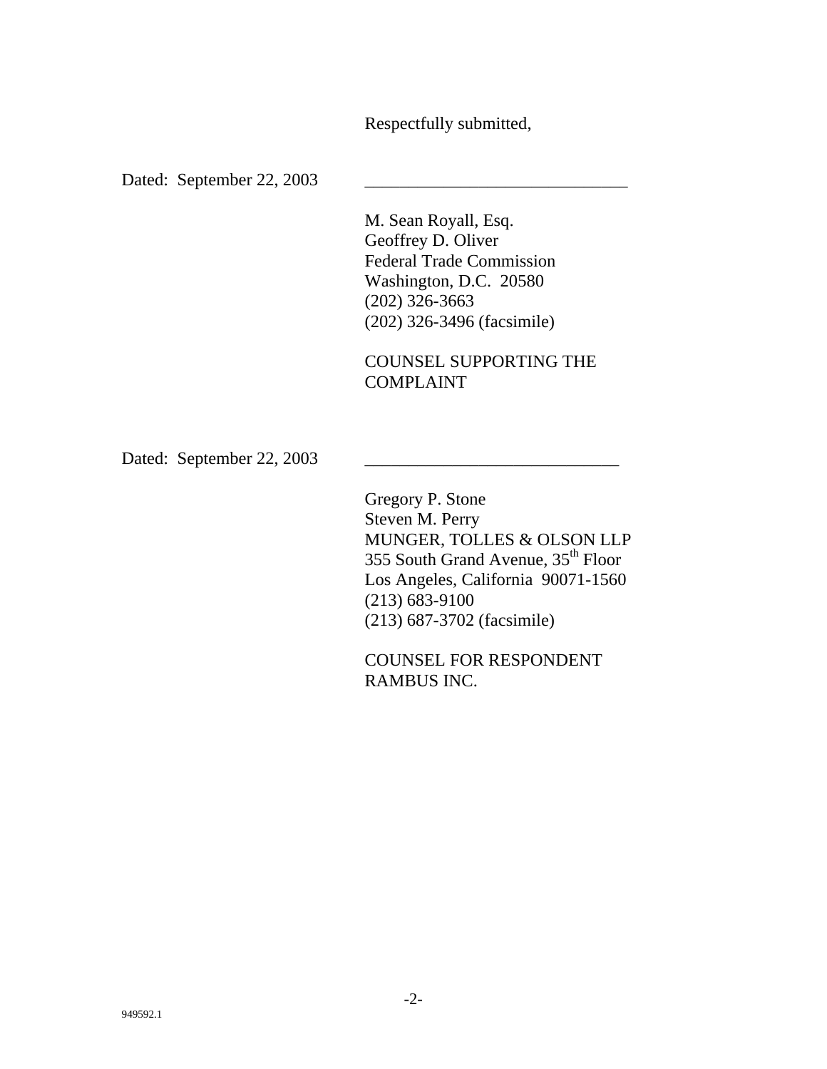Respectfully submitted,

Dated: September 22, 2003 \_\_\_\_\_\_\_\_\_\_\_\_\_\_\_\_\_\_\_\_\_\_\_\_\_\_\_\_\_\_

M. Sean Royall, Esq.
Geoffrey D. Oliver
Federal Trade Commission
Washington, D.C. 20580
(202) 326-3663
(202) 326-3496 (facsimile)

COUNSEL SUPPORTING THE COMPLAINT

Dated: September 22, 2003 \_\_\_\_\_\_\_\_\_\_\_\_\_\_\_\_\_\_\_\_\_\_\_\_\_\_\_\_\_\_

Gregory P. Stone
Steven M. Perry
MUNGER, TOLLES & OLSON LLP
355 South Grand Avenue, 35th Floor
Los Angeles, California 90071-1560
(213) 683-9100
(213) 687-3702 (facsimile)

COUNSEL FOR RESPONDENT RAMBUS INC.

949592.1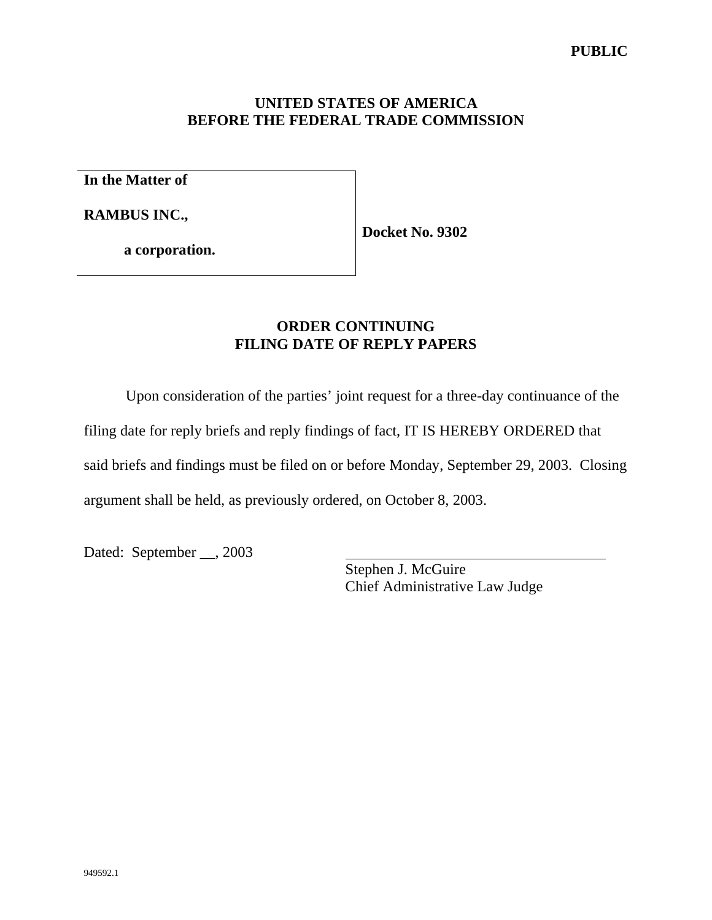**PUBLIC**

**UNITED STATES OF AMERICA**
**BEFORE THE FEDERAL TRADE COMMISSION**

| | |
|---|---|
| **In the Matter of**<br><br>**RAMBUS INC.,**<br><br>**a corporation.** | **Docket No. 9302** |

## ORDER CONTINUING FILING DATE OF REPLY PAPERS

Upon consideration of the parties' joint request for a three-day continuance of the filing date for reply briefs and reply findings of fact, IT IS HEREBY ORDERED that said briefs and findings must be filed on or before Monday, September 29, 2003. Closing argument shall be held, as previously ordered, on October 8, 2003.

Dated: September __, 2003

Stephen J. McGuire
Chief Administrative Law Judge

949592.1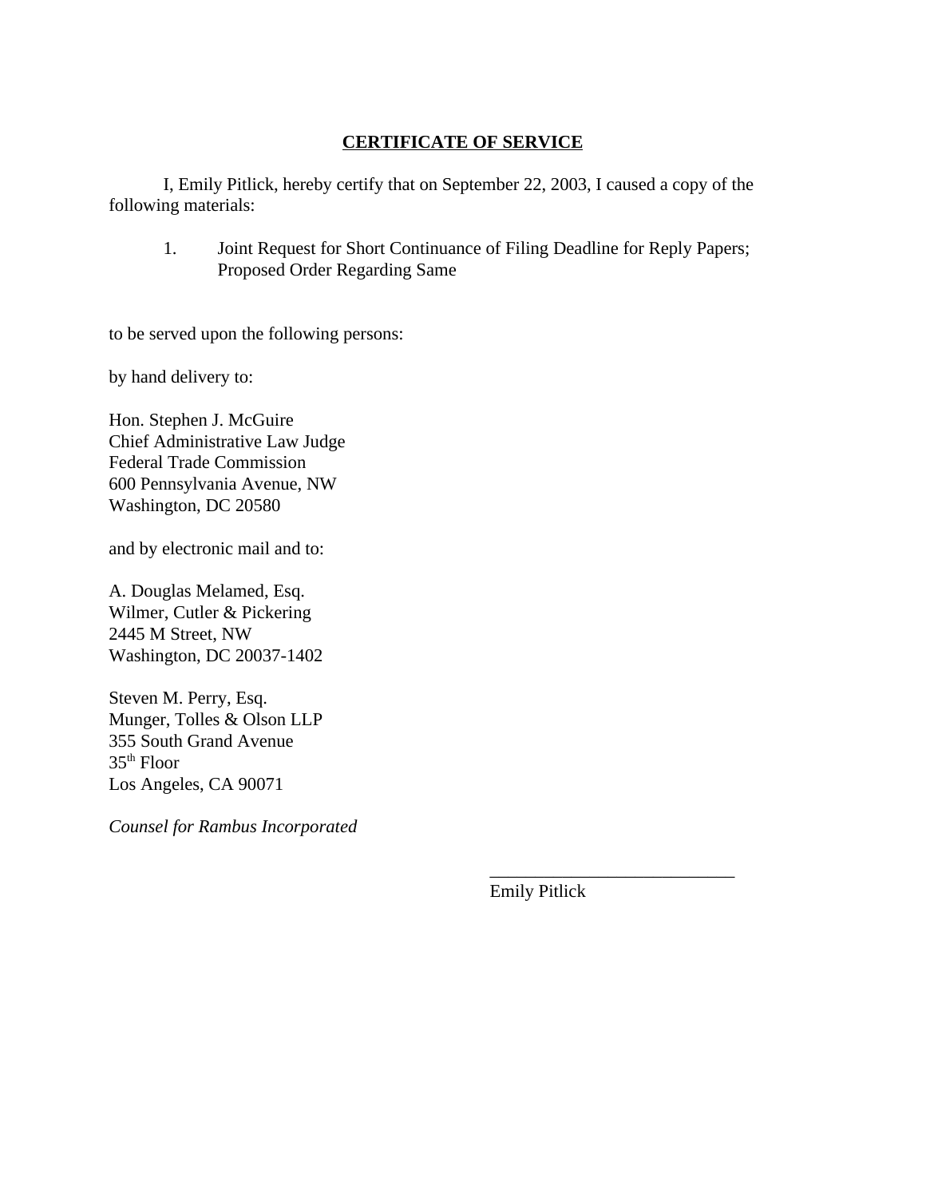## CERTIFICATE OF SERVICE

I, Emily Pitlick, hereby certify that on September 22, 2003, I caused a copy of the following materials:

1. Joint Request for Short Continuance of Filing Deadline for Reply Papers; Proposed Order Regarding Same

to be served upon the following persons:

by hand delivery to:

Hon. Stephen J. McGuire  
Chief Administrative Law Judge  
Federal Trade Commission  
600 Pennsylvania Avenue, NW  
Washington, DC 20580

and by electronic mail and to:

A. Douglas Melamed, Esq.  
Wilmer, Cutler & Pickering  
2445 M Street, NW  
Washington, DC 20037-1402

Steven M. Perry, Esq.  
Munger, Tolles & Olson LLP  
355 South Grand Avenue  
35th Floor  
Los Angeles, CA 90071

*Counsel for Rambus Incorporated*

\_\_\_\_\_\_\_\_\_\_\_\_\_\_\_\_\_\_\_\_\_\_\_\_\_\_\_\_  
Emily Pitlick